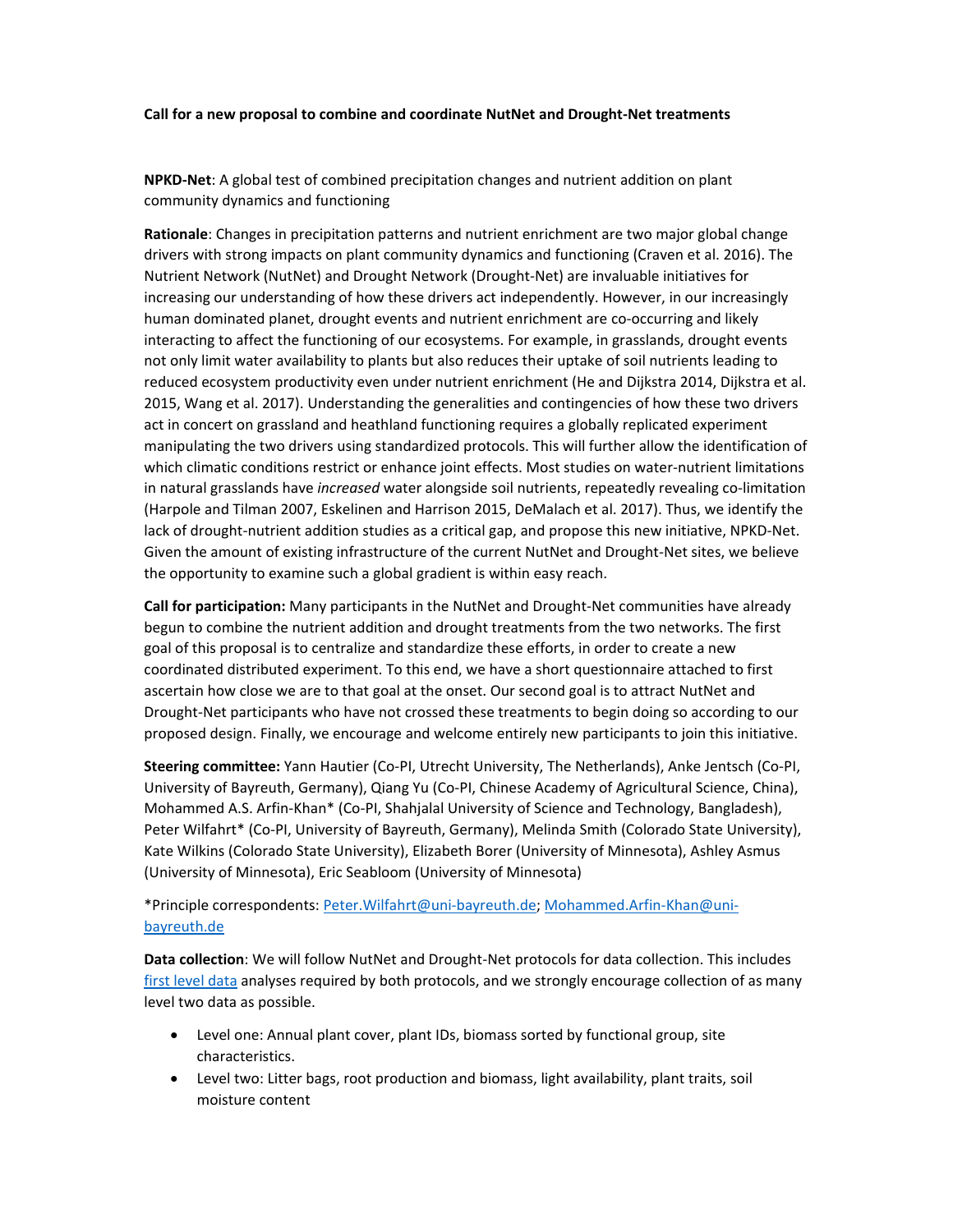**Call for a new proposal to combine and coordinate NutNet and Drought-Net treatments**

**NPKD-Net**: A global test of combined precipitation changes and nutrient addition on plant community dynamics and functioning

**Rationale**: Changes in precipitation patterns and nutrient enrichment are two major global change drivers with strong impacts on plant community dynamics and functioning (Craven et al. 2016). The Nutrient Network (NutNet) and Drought Network (Drought-Net) are invaluable initiatives for increasing our understanding of how these drivers act independently. However, in our increasingly human dominated planet, drought events and nutrient enrichment are co-occurring and likely interacting to affect the functioning of our ecosystems. For example, in grasslands, drought events not only limit water availability to plants but also reduces their uptake of soil nutrients leading to reduced ecosystem productivity even under nutrient enrichment (He and Dijkstra 2014, Dijkstra et al. 2015, Wang et al. 2017). Understanding the generalities and contingencies of how these two drivers act in concert on grassland and heathland functioning requires a globally replicated experiment manipulating the two drivers using standardized protocols. This will further allow the identification of which climatic conditions restrict or enhance joint effects. Most studies on water-nutrient limitations in natural grasslands have *increased* water alongside soil nutrients, repeatedly revealing co-limitation (Harpole and Tilman 2007, Eskelinen and Harrison 2015, DeMalach et al. 2017). Thus, we identify the lack of drought-nutrient addition studies as a critical gap, and propose this new initiative, NPKD-Net. Given the amount of existing infrastructure of the current NutNet and Drought-Net sites, we believe the opportunity to examine such a global gradient is within easy reach.

**Call for participation:** Many participants in the NutNet and Drought-Net communities have already begun to combine the nutrient addition and drought treatments from the two networks. The first goal of this proposal is to centralize and standardize these efforts, in order to create a new coordinated distributed experiment. To this end, we have a short questionnaire attached to first ascertain how close we are to that goal at the onset. Our second goal is to attract NutNet and Drought-Net participants who have not crossed these treatments to begin doing so according to our proposed design. Finally, we encourage and welcome entirely new participants to join this initiative.

**Steering committee:** Yann Hautier (Co-PI, Utrecht University, The Netherlands), Anke Jentsch (Co-PI, University of Bayreuth, Germany), Qiang Yu (Co-PI, Chinese Academy of Agricultural Science, China), Mohammed A.S. Arfin-Khan* (Co-PI, Shahjalal University of Science and Technology, Bangladesh), Peter Wilfahrt* (Co-PI, University of Bayreuth, Germany), Melinda Smith (Colorado State University), Kate Wilkins (Colorado State University), Elizabeth Borer (University of Minnesota), Ashley Asmus (University of Minnesota), Eric Seabloom (University of Minnesota)

*Principle correspondents: Peter.Wilfahrt@uni-bayreuth.de; Mohammed.Arfin-Khan@uni-bayreuth.de

**Data collection**: We will follow NutNet and Drought-Net protocols for data collection. This includes first level data analyses required by both protocols, and we strongly encourage collection of as many level two data as possible.

- Level one: Annual plant cover, plant IDs, biomass sorted by functional group, site characteristics.
- Level two: Litter bags, root production and biomass, light availability, plant traits, soil moisture content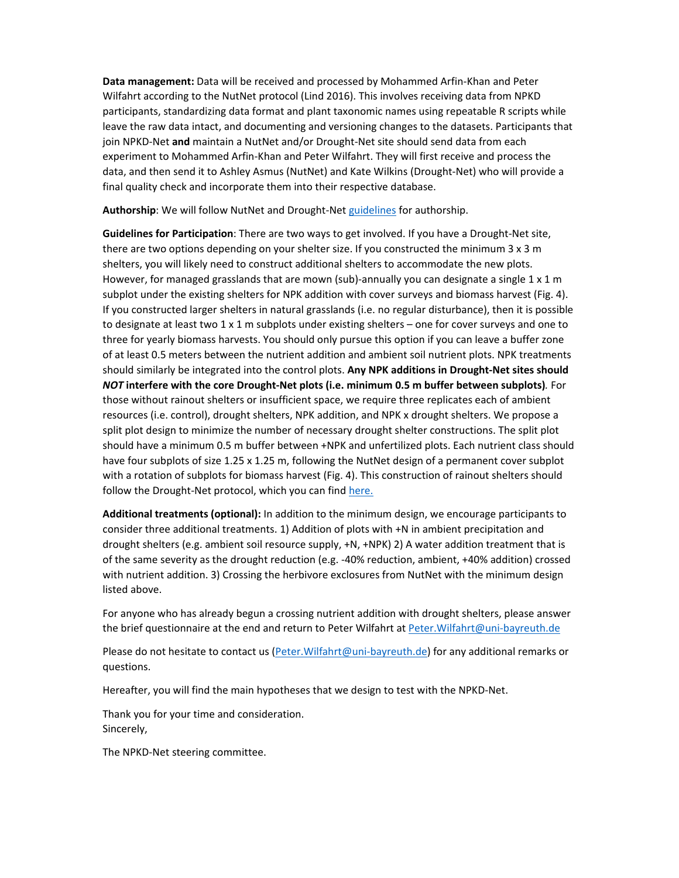**Data management:** Data will be received and processed by Mohammed Arfin-Khan and Peter Wilfahrt according to the NutNet protocol (Lind 2016). This involves receiving data from NPKD participants, standardizing data format and plant taxonomic names using repeatable R scripts while leave the raw data intact, and documenting and versioning changes to the datasets. Participants that join NPKD-Net **and** maintain a NutNet and/or Drought-Net site should send data from each experiment to Mohammed Arfin-Khan and Peter Wilfahrt. They will first receive and process the data, and then send it to Ashley Asmus (NutNet) and Kate Wilkins (Drought-Net) who will provide a final quality check and incorporate them into their respective database.

**Authorship**: We will follow NutNet and Drought-Net guidelines for authorship.

**Guidelines for Participation**: There are two ways to get involved. If you have a Drought-Net site, there are two options depending on your shelter size. If you constructed the minimum 3 x 3 m shelters, you will likely need to construct additional shelters to accommodate the new plots. However, for managed grasslands that are mown (sub)-annually you can designate a single 1 x 1 m subplot under the existing shelters for NPK addition with cover surveys and biomass harvest (Fig. 4). If you constructed larger shelters in natural grasslands (i.e. no regular disturbance), then it is possible to designate at least two 1 x 1 m subplots under existing shelters – one for cover surveys and one to three for yearly biomass harvests. You should only pursue this option if you can leave a buffer zone of at least 0.5 meters between the nutrient addition and ambient soil nutrient plots. NPK treatments should similarly be integrated into the control plots. **Any NPK additions in Drought-Net sites should *NOT* interfere with the core Drought-Net plots (i.e. minimum 0.5 m buffer between subplots)***.* For those without rainout shelters or insufficient space, we require three replicates each of ambient resources (i.e. control), drought shelters, NPK addition, and NPK x drought shelters. We propose a split plot design to minimize the number of necessary drought shelter constructions. The split plot should have a minimum 0.5 m buffer between +NPK and unfertilized plots. Each nutrient class should have four subplots of size 1.25 x 1.25 m, following the NutNet design of a permanent cover subplot with a rotation of subplots for biomass harvest (Fig. 4). This construction of rainout shelters should follow the Drought-Net protocol, which you can find here.

**Additional treatments (optional):** In addition to the minimum design, we encourage participants to consider three additional treatments. 1) Addition of plots with +N in ambient precipitation and drought shelters (e.g. ambient soil resource supply, +N, +NPK) 2) A water addition treatment that is of the same severity as the drought reduction (e.g. -40% reduction, ambient, +40% addition) crossed with nutrient addition. 3) Crossing the herbivore exclosures from NutNet with the minimum design listed above.

For anyone who has already begun a crossing nutrient addition with drought shelters, please answer the brief questionnaire at the end and return to Peter Wilfahrt at Peter.Wilfahrt@uni-bayreuth.de

Please do not hesitate to contact us (Peter.Wilfahrt@uni-bayreuth.de) for any additional remarks or questions.

Hereafter, you will find the main hypotheses that we design to test with the NPKD-Net.

Thank you for your time and consideration.
Sincerely,

The NPKD-Net steering committee.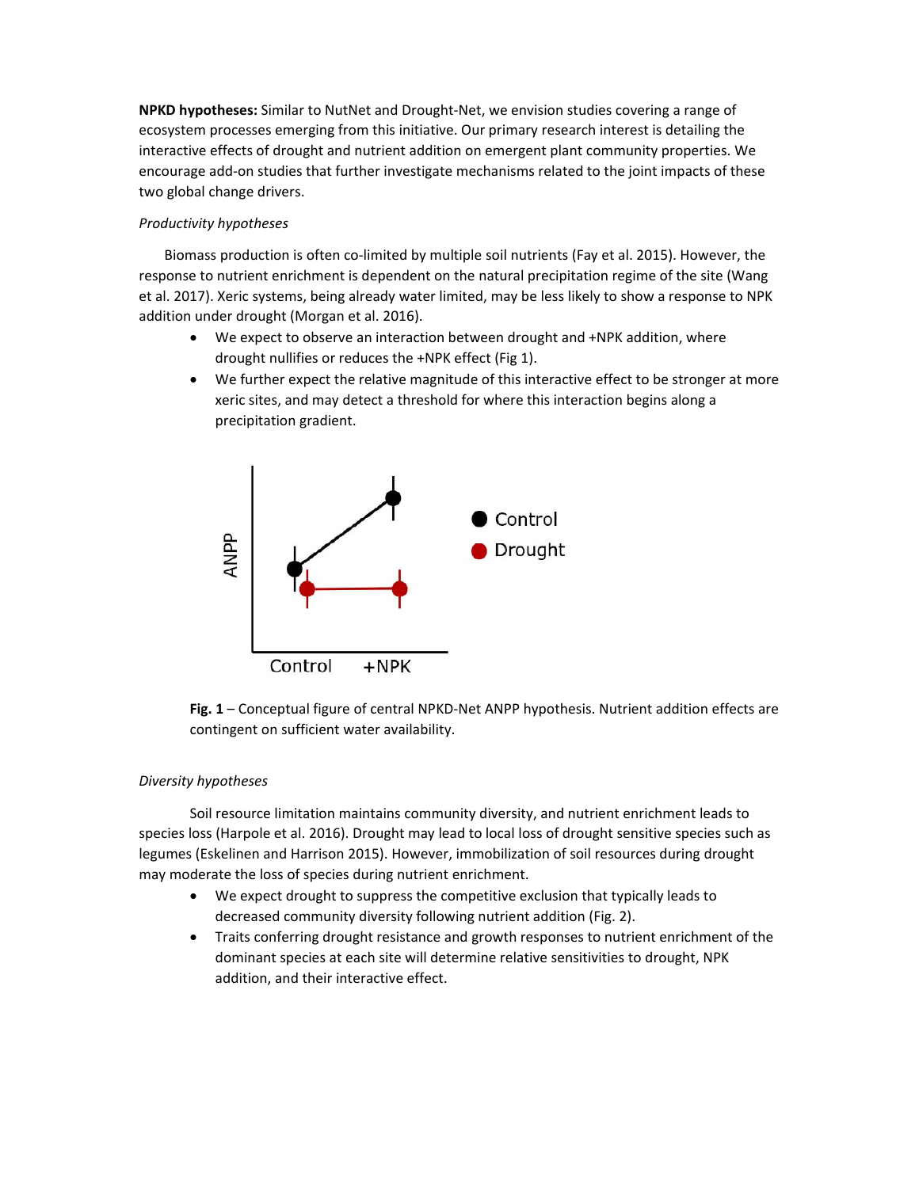**NPKD hypotheses:** Similar to NutNet and Drought-Net, we envision studies covering a range of ecosystem processes emerging from this initiative. Our primary research interest is detailing the interactive effects of drought and nutrient addition on emergent plant community properties. We encourage add-on studies that further investigate mechanisms related to the joint impacts of these two global change drivers.

*Productivity hypotheses*

Biomass production is often co-limited by multiple soil nutrients (Fay et al. 2015). However, the response to nutrient enrichment is dependent on the natural precipitation regime of the site (Wang et al. 2017). Xeric systems, being already water limited, may be less likely to show a response to NPK addition under drought (Morgan et al. 2016).

- We expect to observe an interaction between drought and +NPK addition, where drought nullifies or reduces the +NPK effect (Fig 1).
- We further expect the relative magnitude of this interactive effect to be stronger at more xeric sites, and may detect a threshold for where this interaction begins along a precipitation gradient.

**Fig. 1** – Conceptual figure of central NPKD-Net ANPP hypothesis. Nutrient addition effects are contingent on sufficient water availability.

*Diversity hypotheses*

Soil resource limitation maintains community diversity, and nutrient enrichment leads to species loss (Harpole et al. 2016). Drought may lead to local loss of drought sensitive species such as legumes (Eskelinen and Harrison 2015). However, immobilization of soil resources during drought may moderate the loss of species during nutrient enrichment.

- We expect drought to suppress the competitive exclusion that typically leads to decreased community diversity following nutrient addition (Fig. 2).
- Traits conferring drought resistance and growth responses to nutrient enrichment of the dominant species at each site will determine relative sensitivities to drought, NPK addition, and their interactive effect.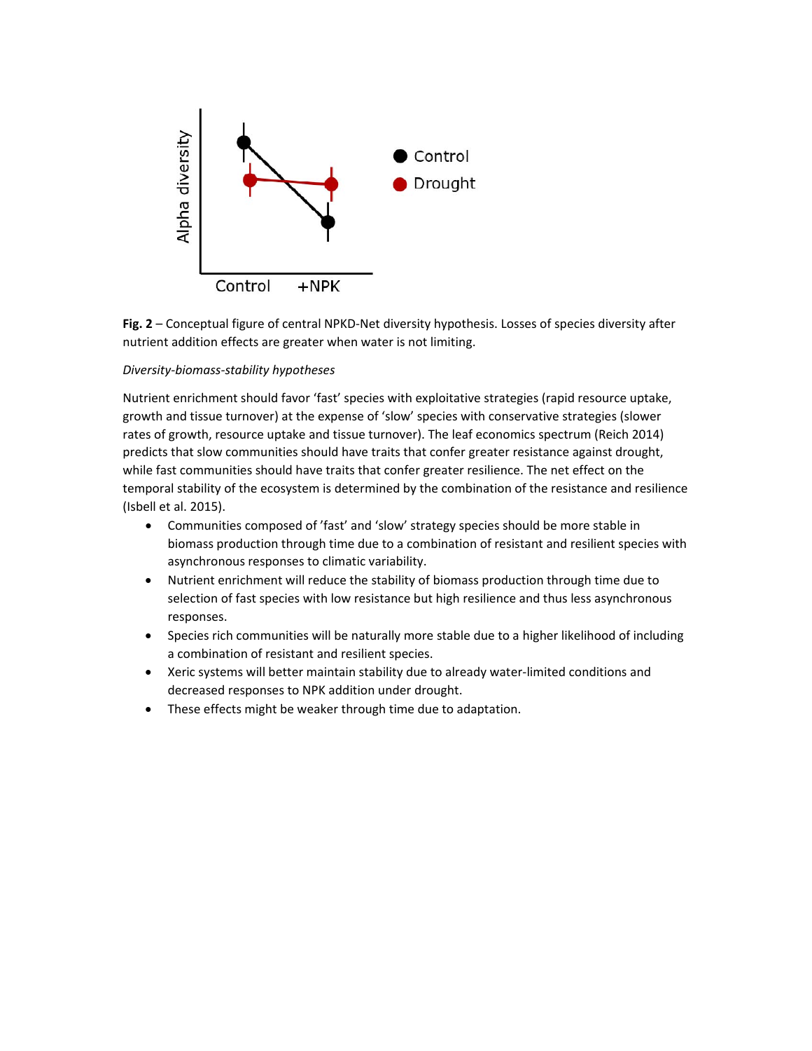**Fig. 2** – Conceptual figure of central NPKD-Net diversity hypothesis. Losses of species diversity after nutrient addition effects are greater when water is not limiting.

*Diversity-biomass-stability hypotheses*

Nutrient enrichment should favor 'fast' species with exploitative strategies (rapid resource uptake, growth and tissue turnover) at the expense of 'slow' species with conservative strategies (slower rates of growth, resource uptake and tissue turnover). The leaf economics spectrum (Reich 2014) predicts that slow communities should have traits that confer greater resistance against drought, while fast communities should have traits that confer greater resilience. The net effect on the temporal stability of the ecosystem is determined by the combination of the resistance and resilience (Isbell et al. 2015).

- Communities composed of 'fast' and 'slow' strategy species should be more stable in biomass production through time due to a combination of resistant and resilient species with asynchronous responses to climatic variability.
- Nutrient enrichment will reduce the stability of biomass production through time due to selection of fast species with low resistance but high resilience and thus less asynchronous responses.
- Species rich communities will be naturally more stable due to a higher likelihood of including a combination of resistant and resilient species.
- Xeric systems will better maintain stability due to already water-limited conditions and decreased responses to NPK addition under drought.
- These effects might be weaker through time due to adaptation.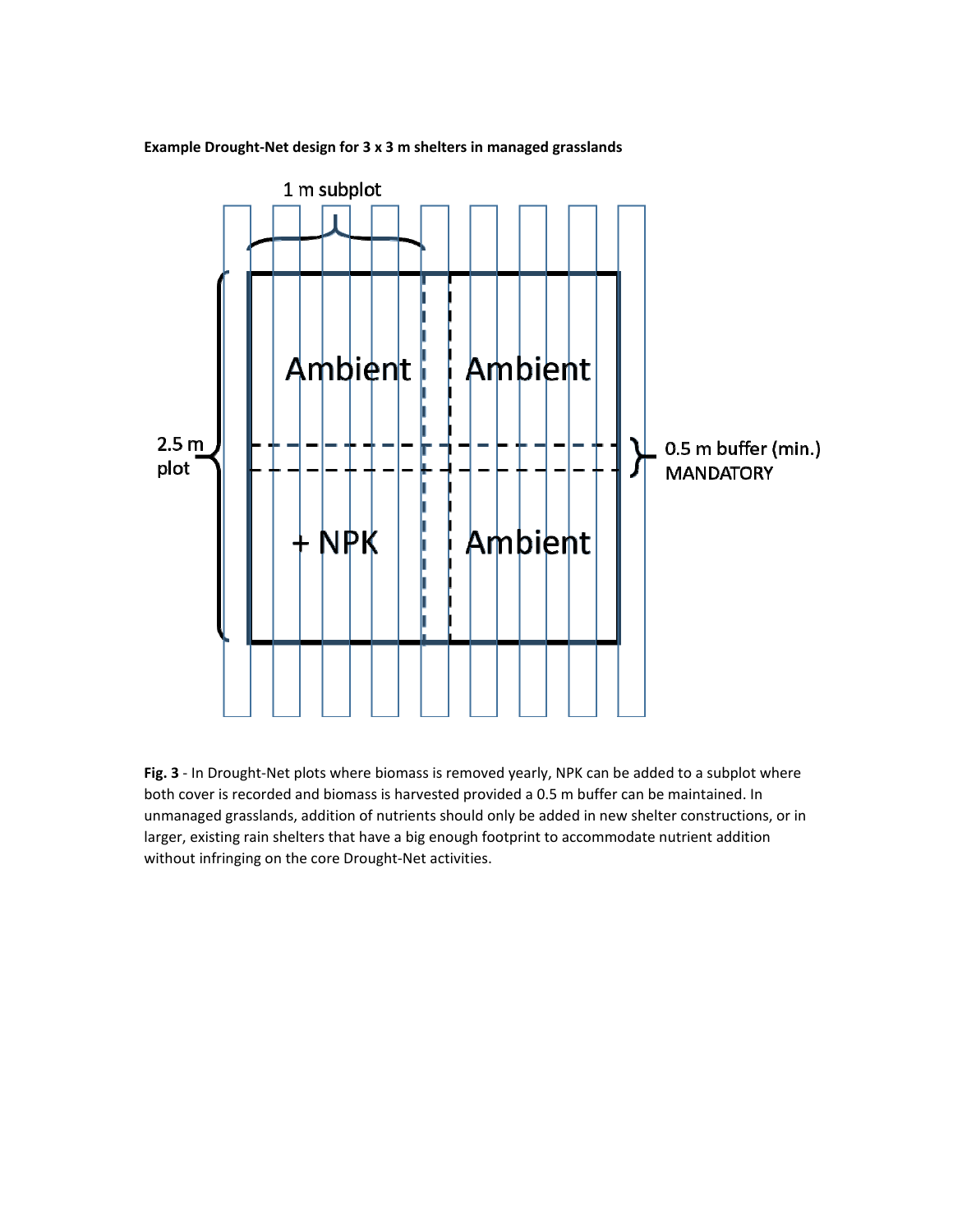**Example Drought-Net design for 3 x 3 m shelters in managed grasslands**

1 m subplot

2.5 m plot

Ambient | Ambient

+ NPK | Ambient

0.5 m buffer (min.) MANDATORY

**Fig. 3** - In Drought-Net plots where biomass is removed yearly, NPK can be added to a subplot where both cover is recorded and biomass is harvested provided a 0.5 m buffer can be maintained. In unmanaged grasslands, addition of nutrients should only be added in new shelter constructions, or in larger, existing rain shelters that have a big enough footprint to accommodate nutrient addition without infringing on the core Drought-Net activities.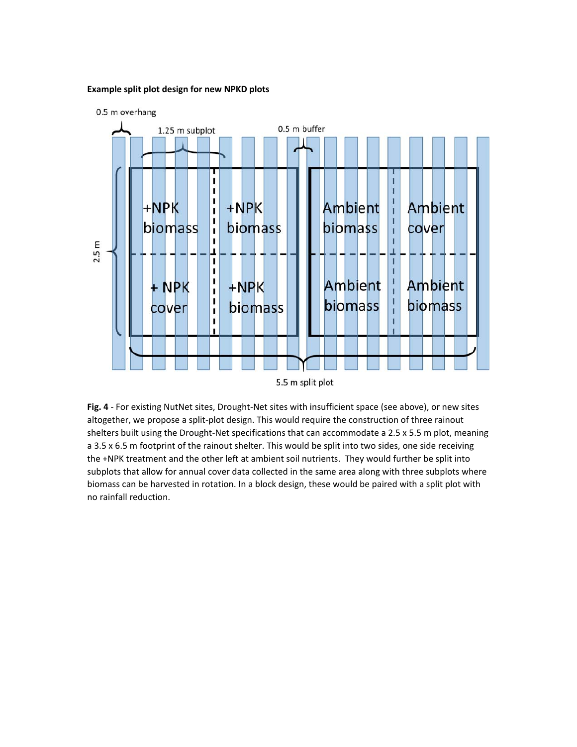**Example split plot design for new NPKD plots**

**Fig. 4** - For existing NutNet sites, Drought-Net sites with insufficient space (see above), or new sites altogether, we propose a split-plot design. This would require the construction of three rainout shelters built using the Drought-Net specifications that can accommodate a 2.5 x 5.5 m plot, meaning a 3.5 x 6.5 m footprint of the rainout shelter. This would be split into two sides, one side receiving the +NPK treatment and the other left at ambient soil nutrients. They would further be split into subplots that allow for annual cover data collected in the same area along with three subplots where biomass can be harvested in rotation. In a block design, these would be paired with a split plot with no rainfall reduction.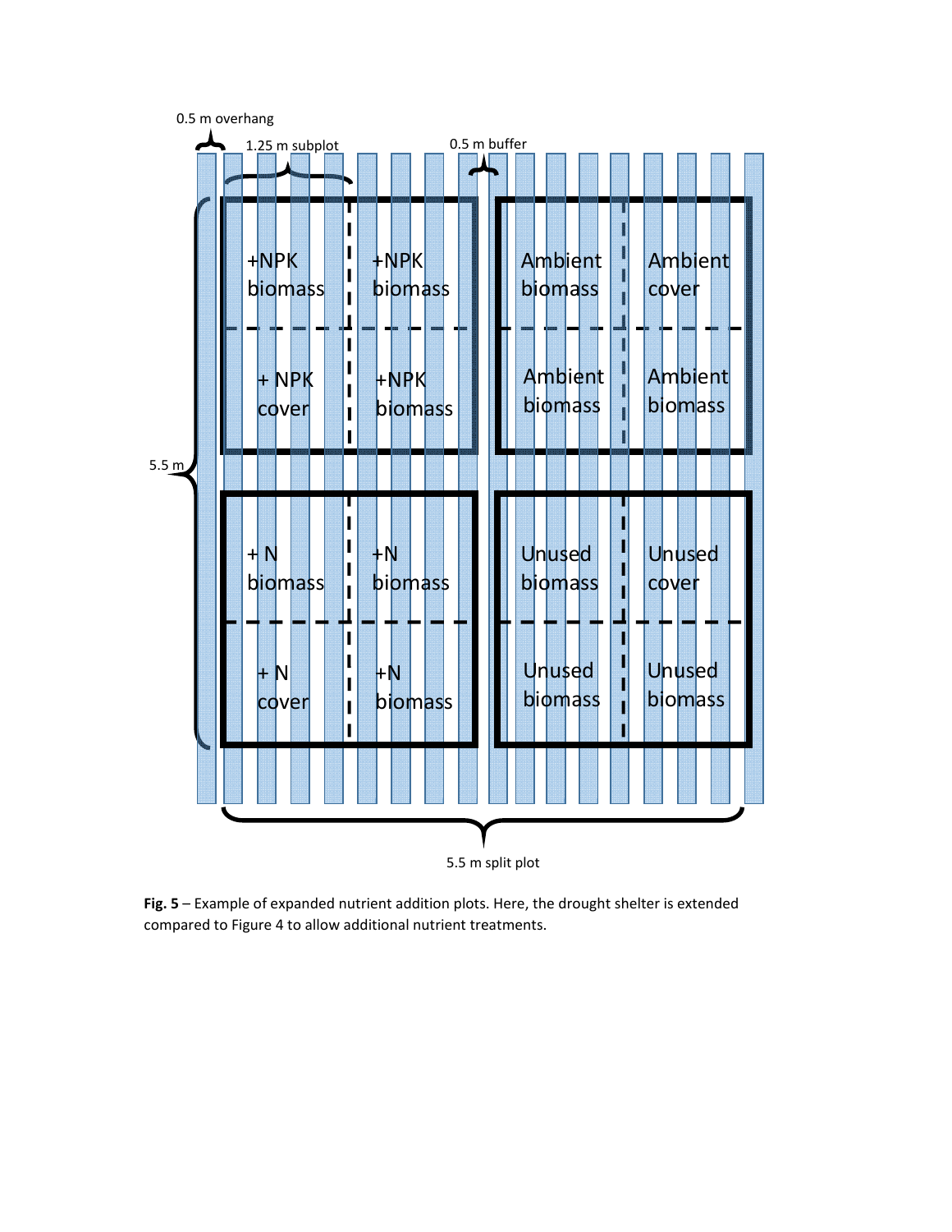0.5 m overhang

1.25 m subplot

0.5 m buffer

| +NPK biomass | +NPK biomass | Ambient biomass | Ambient cover |
| --- | --- | --- | --- |
| + NPK cover | +NPK biomass | Ambient biomass | Ambient biomass |
| + N biomass | +N biomass | Unused biomass | Unused cover |
| + N cover | +N biomass | Unused biomass | Unused biomass |

5.5 m

5.5 m split plot

**Fig. 5** – Example of expanded nutrient addition plots. Here, the drought shelter is extended compared to Figure 4 to allow additional nutrient treatments.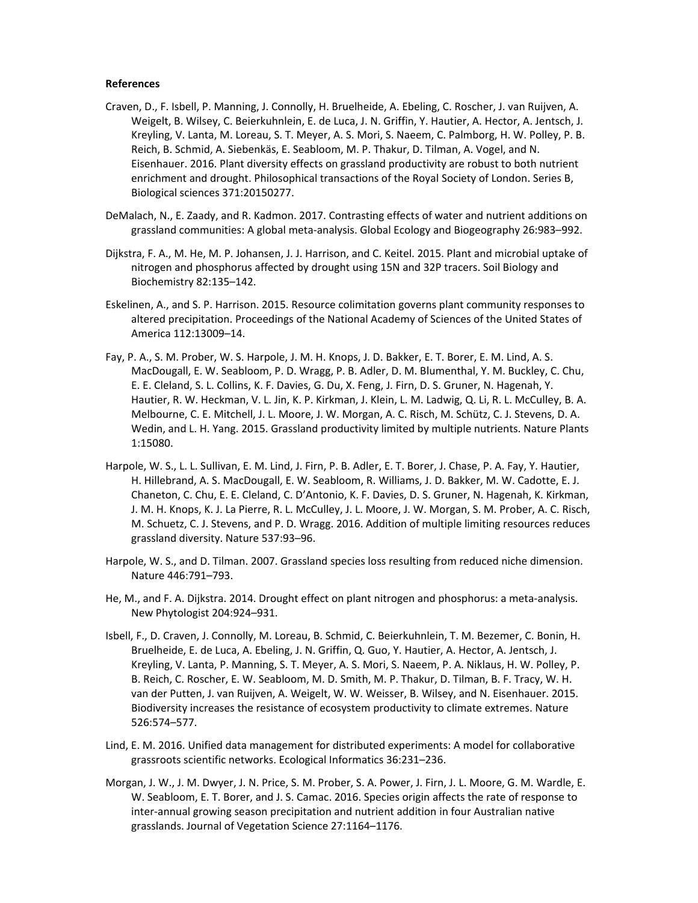**References**

Craven, D., F. Isbell, P. Manning, J. Connolly, H. Bruelheide, A. Ebeling, C. Roscher, J. van Ruijven, A. Weigelt, B. Wilsey, C. Beierkuhnlein, E. de Luca, J. N. Griffin, Y. Hautier, A. Hector, A. Jentsch, J. Kreyling, V. Lanta, M. Loreau, S. T. Meyer, A. S. Mori, S. Naeem, C. Palmborg, H. W. Polley, P. B. Reich, B. Schmid, A. Siebenkäs, E. Seabloom, M. P. Thakur, D. Tilman, A. Vogel, and N. Eisenhauer. 2016. Plant diversity effects on grassland productivity are robust to both nutrient enrichment and drought. Philosophical transactions of the Royal Society of London. Series B, Biological sciences 371:20150277.

DeMalach, N., E. Zaady, and R. Kadmon. 2017. Contrasting effects of water and nutrient additions on grassland communities: A global meta-analysis. Global Ecology and Biogeography 26:983–992.

Dijkstra, F. A., M. He, M. P. Johansen, J. J. Harrison, and C. Keitel. 2015. Plant and microbial uptake of nitrogen and phosphorus affected by drought using 15N and 32P tracers. Soil Biology and Biochemistry 82:135–142.

Eskelinen, A., and S. P. Harrison. 2015. Resource colimitation governs plant community responses to altered precipitation. Proceedings of the National Academy of Sciences of the United States of America 112:13009–14.

Fay, P. A., S. M. Prober, W. S. Harpole, J. M. H. Knops, J. D. Bakker, E. T. Borer, E. M. Lind, A. S. MacDougall, E. W. Seabloom, P. D. Wragg, P. B. Adler, D. M. Blumenthal, Y. M. Buckley, C. Chu, E. E. Cleland, S. L. Collins, K. F. Davies, G. Du, X. Feng, J. Firn, D. S. Gruner, N. Hagenah, Y. Hautier, R. W. Heckman, V. L. Jin, K. P. Kirkman, J. Klein, L. M. Ladwig, Q. Li, R. L. McCulley, B. A. Melbourne, C. E. Mitchell, J. L. Moore, J. W. Morgan, A. C. Risch, M. Schütz, C. J. Stevens, D. A. Wedin, and L. H. Yang. 2015. Grassland productivity limited by multiple nutrients. Nature Plants 1:15080.

Harpole, W. S., L. L. Sullivan, E. M. Lind, J. Firn, P. B. Adler, E. T. Borer, J. Chase, P. A. Fay, Y. Hautier, H. Hillebrand, A. S. MacDougall, E. W. Seabloom, R. Williams, J. D. Bakker, M. W. Cadotte, E. J. Chaneton, C. Chu, E. E. Cleland, C. D'Antonio, K. F. Davies, D. S. Gruner, N. Hagenah, K. Kirkman, J. M. H. Knops, K. J. La Pierre, R. L. McCulley, J. L. Moore, J. W. Morgan, S. M. Prober, A. C. Risch, M. Schuetz, C. J. Stevens, and P. D. Wragg. 2016. Addition of multiple limiting resources reduces grassland diversity. Nature 537:93–96.

Harpole, W. S., and D. Tilman. 2007. Grassland species loss resulting from reduced niche dimension. Nature 446:791–793.

He, M., and F. A. Dijkstra. 2014. Drought effect on plant nitrogen and phosphorus: a meta-analysis. New Phytologist 204:924–931.

Isbell, F., D. Craven, J. Connolly, M. Loreau, B. Schmid, C. Beierkuhnlein, T. M. Bezemer, C. Bonin, H. Bruelheide, E. de Luca, A. Ebeling, J. N. Griffin, Q. Guo, Y. Hautier, A. Hector, A. Jentsch, J. Kreyling, V. Lanta, P. Manning, S. T. Meyer, A. S. Mori, S. Naeem, P. A. Niklaus, H. W. Polley, P. B. Reich, C. Roscher, E. W. Seabloom, M. D. Smith, M. P. Thakur, D. Tilman, B. F. Tracy, W. H. van der Putten, J. van Ruijven, A. Weigelt, W. W. Weisser, B. Wilsey, and N. Eisenhauer. 2015. Biodiversity increases the resistance of ecosystem productivity to climate extremes. Nature 526:574–577.

Lind, E. M. 2016. Unified data management for distributed experiments: A model for collaborative grassroots scientific networks. Ecological Informatics 36:231–236.

Morgan, J. W., J. M. Dwyer, J. N. Price, S. M. Prober, S. A. Power, J. Firn, J. L. Moore, G. M. Wardle, E. W. Seabloom, E. T. Borer, and J. S. Camac. 2016. Species origin affects the rate of response to inter-annual growing season precipitation and nutrient addition in four Australian native grasslands. Journal of Vegetation Science 27:1164–1176.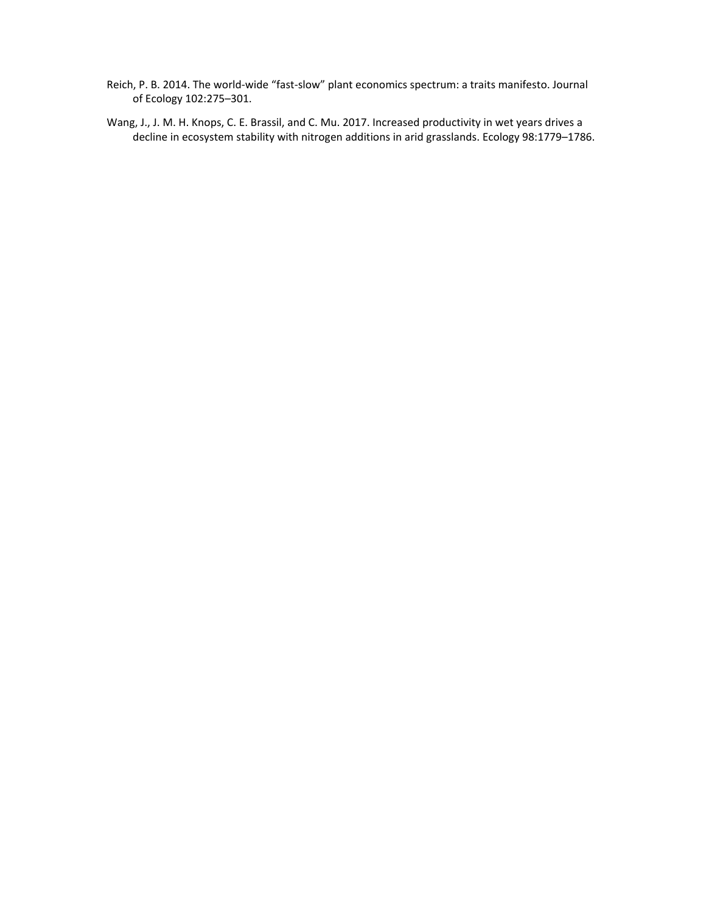Reich, P. B. 2014. The world-wide “fast-slow” plant economics spectrum: a traits manifesto. Journal of Ecology 102:275–301.

Wang, J., J. M. H. Knops, C. E. Brassil, and C. Mu. 2017. Increased productivity in wet years drives a decline in ecosystem stability with nitrogen additions in arid grasslands. Ecology 98:1779–1786.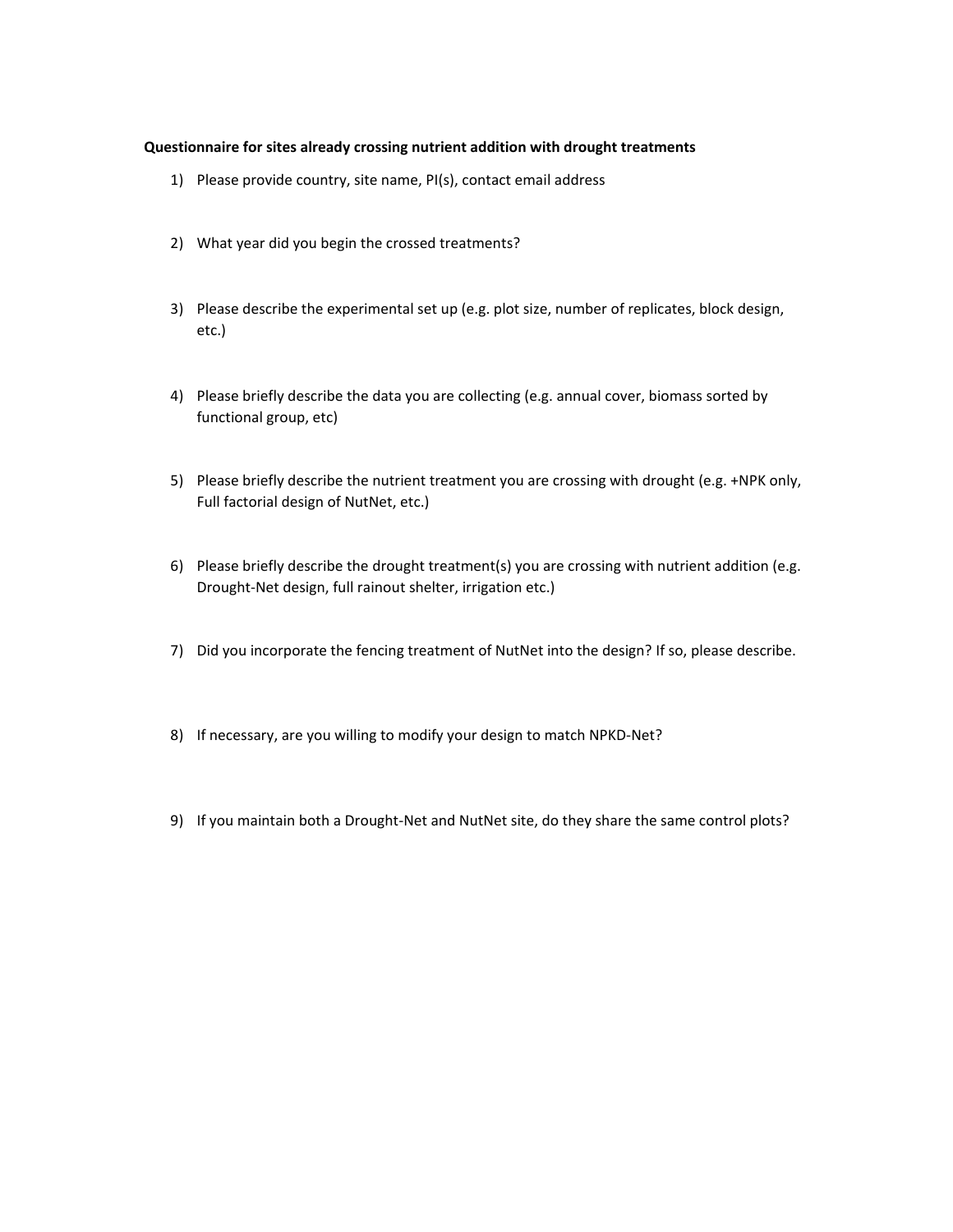**Questionnaire for sites already crossing nutrient addition with drought treatments**

1) Please provide country, site name, PI(s), contact email address

2) What year did you begin the crossed treatments?

3) Please describe the experimental set up (e.g. plot size, number of replicates, block design, etc.)

4) Please briefly describe the data you are collecting (e.g. annual cover, biomass sorted by functional group, etc)

5) Please briefly describe the nutrient treatment you are crossing with drought (e.g. +NPK only, Full factorial design of NutNet, etc.)

6) Please briefly describe the drought treatment(s) you are crossing with nutrient addition (e.g. Drought-Net design, full rainout shelter, irrigation etc.)

7) Did you incorporate the fencing treatment of NutNet into the design? If so, please describe.

8) If necessary, are you willing to modify your design to match NPKD-Net?

9) If you maintain both a Drought-Net and NutNet site, do they share the same control plots?